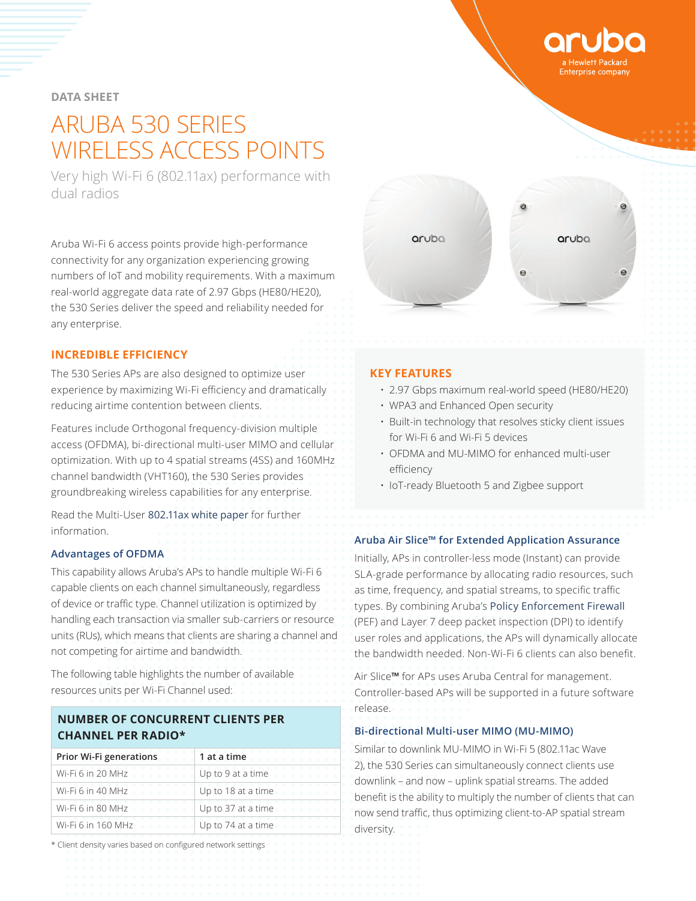DATA SHEET

# ARUBA 530 SERIES WIRELESS ACCESS POINTS

Very high Wi-Fi 6 (802.11ax) performance with dual radios

Aruba Wi-Fi 6 access points provide high-performance connectivity for any organization experiencing growing numbers of IoT and mobility requirements. With a maximum real-world aggregate data rate of 2.97 Gbps (HE80/HE20), the 530 Series deliver the speed and reliability needed for any enterprise.

## INCREDIBLE EFFICIENCY

The 530 Series APs are also designed to optimize user experience by maximizing Wi-Fi efficiency and dramatically reducing airtime contention between clients.

Features include Orthogonal frequency-division multiple access (OFDMA), bi-directional multi-user MIMO and cellular optimization. With up to 4 spatial streams (4SS) and 160MHz channel bandwidth (VHT160), the 530 Series provides groundbreaking wireless capabilities for any enterprise.

Read the Multi-User 802.11ax white paper for further information.

### Advantages of OFDMA

This capability allows Aruba's APs to handle multiple Wi-Fi 6 capable clients on each channel simultaneously, regardless of device or traffic type. Channel utilization is optimized by handling each transaction via smaller sub-carriers or resource units (RUs), which means that clients are sharing a channel and not competing for airtime and bandwidth.

The following table highlights the number of available resources units per Wi-Fi Channel used:

**NUMBER OF CONCURRENT CLIENTS PER CHANNEL PER RADIO***

| Prior Wi-Fi generations | 1 at a time |
|---|---|
| Wi-Fi 6 in 20 MHz | Up to 9 at a time |
| Wi-Fi 6 in 40 MHz | Up to 18 at a time |
| Wi-Fi 6 in 80 MHz | Up to 37 at a time |
| Wi-Fi 6 in 160 MHz | Up to 74 at a time |

* Client density varies based on configured network settings

## KEY FEATURES

- 2.97 Gbps maximum real-world speed (HE80/HE20)
- WPA3 and Enhanced Open security
- Built-in technology that resolves sticky client issues for Wi-Fi 6 and Wi-Fi 5 devices
- OFDMA and MU-MIMO for enhanced multi-user efficiency
- IoT-ready Bluetooth 5 and Zigbee support

### Aruba Air Slice™ for Extended Application Assurance

Initially, APs in controller-less mode (Instant) can provide SLA-grade performance by allocating radio resources, such as time, frequency, and spatial streams, to specific traffic types. By combining Aruba's Policy Enforcement Firewall (PEF) and Layer 7 deep packet inspection (DPI) to identify user roles and applications, the APs will dynamically allocate the bandwidth needed. Non-Wi-Fi 6 clients can also benefit.

Air Slice™ for APs uses Aruba Central for management. Controller-based APs will be supported in a future software release.

### Bi-directional Multi-user MIMO (MU-MIMO)

Similar to downlink MU-MIMO in Wi-Fi 5 (802.11ac Wave 2), the 530 Series can simultaneously connect clients use downlink – and now – uplink spatial streams. The added benefit is the ability to multiply the number of clients that can now send traffic, thus optimizing client-to-AP spatial stream diversity.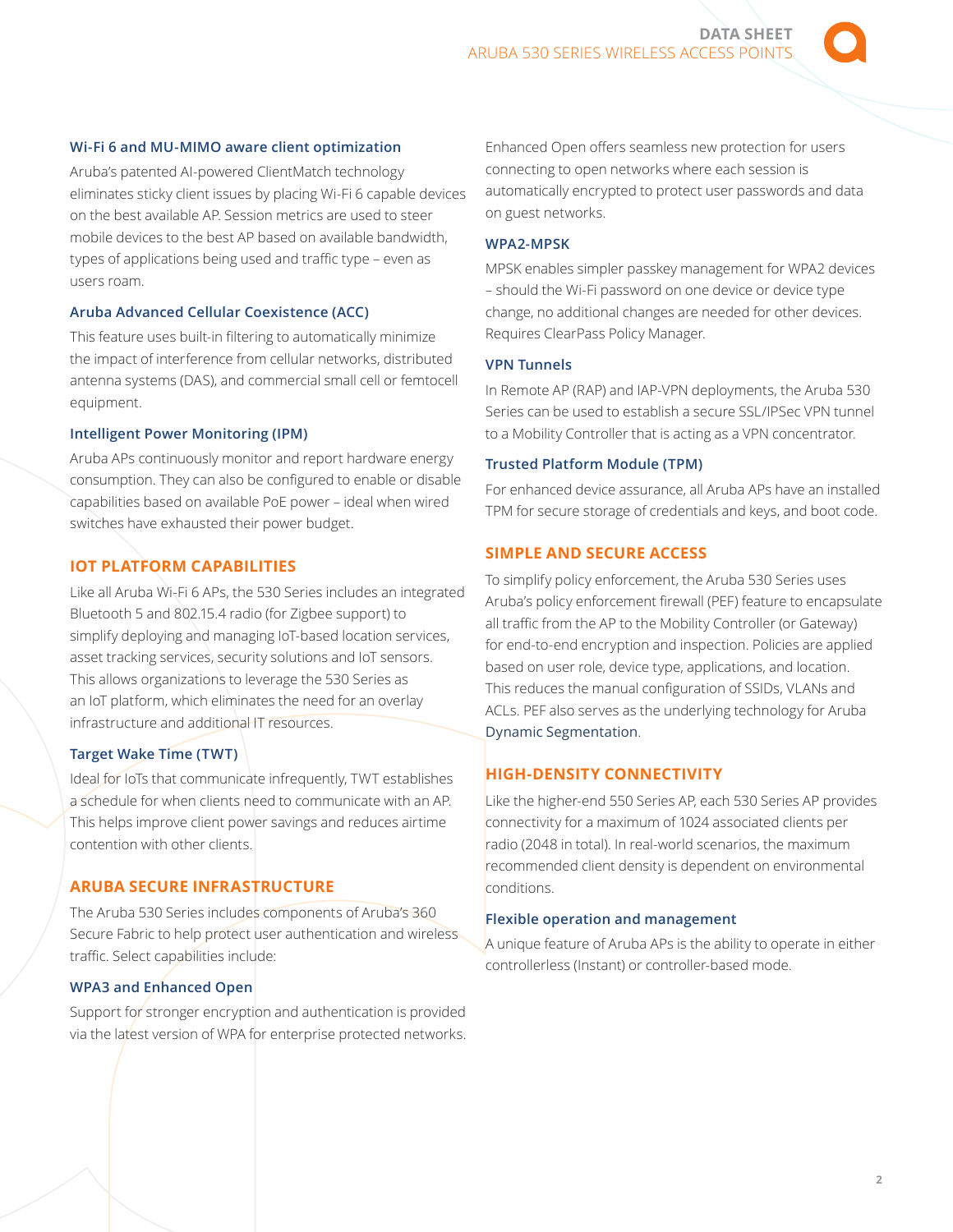### Wi-Fi 6 and MU-MIMO aware client optimization

Aruba's patented AI-powered ClientMatch technology eliminates sticky client issues by placing Wi-Fi 6 capable devices on the best available AP. Session metrics are used to steer mobile devices to the best AP based on available bandwidth, types of applications being used and traffic type – even as users roam.

### Aruba Advanced Cellular Coexistence (ACC)

This feature uses built-in filtering to automatically minimize the impact of interference from cellular networks, distributed antenna systems (DAS), and commercial small cell or femtocell equipment.

### Intelligent Power Monitoring (IPM)

Aruba APs continuously monitor and report hardware energy consumption. They can also be configured to enable or disable capabilities based on available PoE power – ideal when wired switches have exhausted their power budget.

## IOT PLATFORM CAPABILITIES

Like all Aruba Wi-Fi 6 APs, the 530 Series includes an integrated Bluetooth 5 and 802.15.4 radio (for Zigbee support) to simplify deploying and managing IoT-based location services, asset tracking services, security solutions and IoT sensors. This allows organizations to leverage the 530 Series as an IoT platform, which eliminates the need for an overlay infrastructure and additional IT resources.

### Target Wake Time (TWT)

Ideal for IoTs that communicate infrequently, TWT establishes a schedule for when clients need to communicate with an AP. This helps improve client power savings and reduces airtime contention with other clients.

## ARUBA SECURE INFRASTRUCTURE

The Aruba 530 Series includes components of Aruba's 360 Secure Fabric to help protect user authentication and wireless traffic. Select capabilities include:

### WPA3 and Enhanced Open

Support for stronger encryption and authentication is provided via the latest version of WPA for enterprise protected networks.

Enhanced Open offers seamless new protection for users connecting to open networks where each session is automatically encrypted to protect user passwords and data on guest networks.

### WPA2-MPSK

MPSK enables simpler passkey management for WPA2 devices – should the Wi-Fi password on one device or device type change, no additional changes are needed for other devices. Requires ClearPass Policy Manager.

### VPN Tunnels

In Remote AP (RAP) and IAP-VPN deployments, the Aruba 530 Series can be used to establish a secure SSL/IPSec VPN tunnel to a Mobility Controller that is acting as a VPN concentrator.

### Trusted Platform Module (TPM)

For enhanced device assurance, all Aruba APs have an installed TPM for secure storage of credentials and keys, and boot code.

## SIMPLE AND SECURE ACCESS

To simplify policy enforcement, the Aruba 530 Series uses Aruba's policy enforcement firewall (PEF) feature to encapsulate all traffic from the AP to the Mobility Controller (or Gateway) for end-to-end encryption and inspection. Policies are applied based on user role, device type, applications, and location. This reduces the manual configuration of SSIDs, VLANs and ACLs. PEF also serves as the underlying technology for Aruba Dynamic Segmentation.

## HIGH-DENSITY CONNECTIVITY

Like the higher-end 550 Series AP, each 530 Series AP provides connectivity for a maximum of 1024 associated clients per radio (2048 in total). In real-world scenarios, the maximum recommended client density is dependent on environmental conditions.

### Flexible operation and management

A unique feature of Aruba APs is the ability to operate in either controllerless (Instant) or controller-based mode.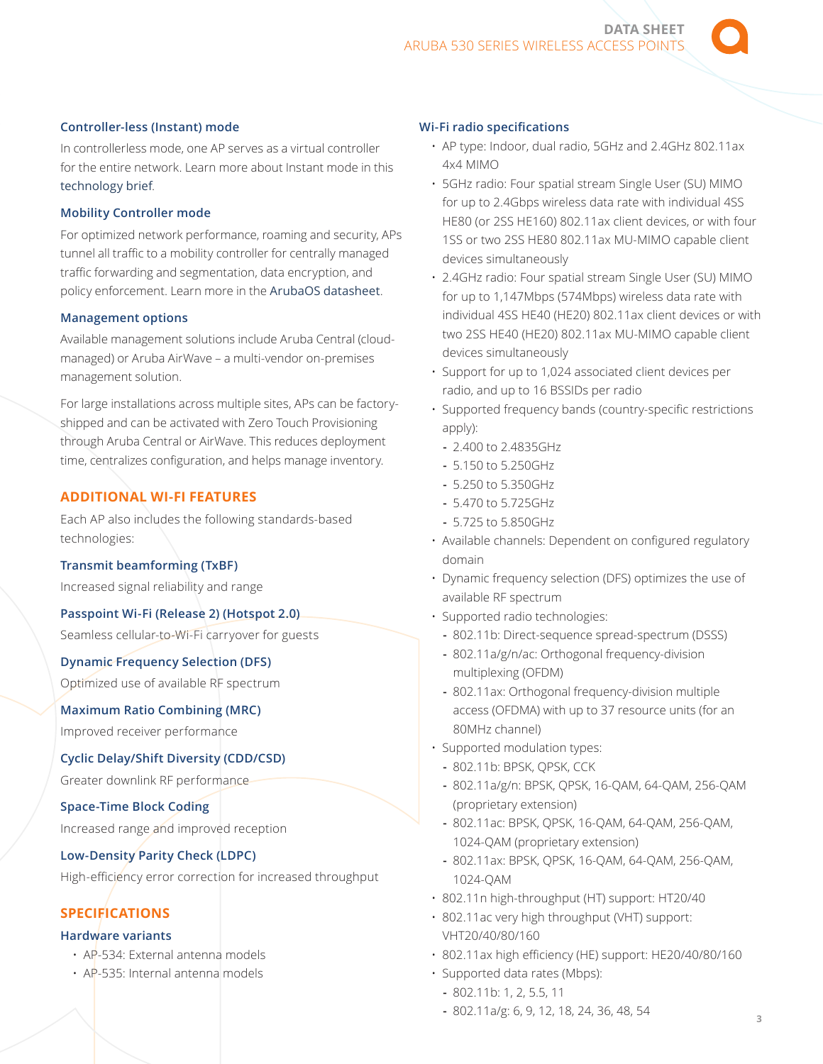### Controller-less (Instant) mode

In controllerless mode, one AP serves as a virtual controller for the entire network. Learn more about Instant mode in this technology brief.

### Mobility Controller mode

For optimized network performance, roaming and security, APs tunnel all traffic to a mobility controller for centrally managed traffic forwarding and segmentation, data encryption, and policy enforcement. Learn more in the ArubaOS datasheet.

### Management options

Available management solutions include Aruba Central (cloud-managed) or Aruba AirWave – a multi-vendor on-premises management solution.

For large installations across multiple sites, APs can be factory-shipped and can be activated with Zero Touch Provisioning through Aruba Central or AirWave. This reduces deployment time, centralizes configuration, and helps manage inventory.

## ADDITIONAL WI-FI FEATURES

Each AP also includes the following standards-based technologies:

### Transmit beamforming (TxBF)

Increased signal reliability and range

### Passpoint Wi-Fi (Release 2) (Hotspot 2.0)

Seamless cellular-to-Wi-Fi carryover for guests

### Dynamic Frequency Selection (DFS)

Optimized use of available RF spectrum

### Maximum Ratio Combining (MRC)

Improved receiver performance

### Cyclic Delay/Shift Diversity (CDD/CSD)

Greater downlink RF performance

### Space-Time Block Coding

Increased range and improved reception

### Low-Density Parity Check (LDPC)

High-efficiency error correction for increased throughput

## SPECIFICATIONS

### Hardware variants

- AP-534: External antenna models
- AP-535: Internal antenna models

### Wi-Fi radio specifications

- AP type: Indoor, dual radio, 5GHz and 2.4GHz 802.11ax 4x4 MIMO
- 5GHz radio: Four spatial stream Single User (SU) MIMO for up to 2.4Gbps wireless data rate with individual 4SS HE80 (or 2SS HE160) 802.11ax client devices, or with four 1SS or two 2SS HE80 802.11ax MU-MIMO capable client devices simultaneously
- 2.4GHz radio: Four spatial stream Single User (SU) MIMO for up to 1,147Mbps (574Mbps) wireless data rate with individual 4SS HE40 (HE20) 802.11ax client devices or with two 2SS HE40 (HE20) 802.11ax MU-MIMO capable client devices simultaneously
- Support for up to 1,024 associated client devices per radio, and up to 16 BSSIDs per radio
- Supported frequency bands (country-specific restrictions apply):
  - 2.400 to 2.4835GHz
  - 5.150 to 5.250GHz
  - 5.250 to 5.350GHz
  - 5.470 to 5.725GHz
  - 5.725 to 5.850GHz
- Available channels: Dependent on configured regulatory domain
- Dynamic frequency selection (DFS) optimizes the use of available RF spectrum
- Supported radio technologies:
  - 802.11b: Direct-sequence spread-spectrum (DSSS)
  - 802.11a/g/n/ac: Orthogonal frequency-division multiplexing (OFDM)
  - 802.11ax: Orthogonal frequency-division multiple access (OFDMA) with up to 37 resource units (for an 80MHz channel)
- Supported modulation types:
  - 802.11b: BPSK, QPSK, CCK
  - 802.11a/g/n: BPSK, QPSK, 16-QAM, 64-QAM, 256-QAM (proprietary extension)
  - 802.11ac: BPSK, QPSK, 16-QAM, 64-QAM, 256-QAM, 1024-QAM (proprietary extension)
  - 802.11ax: BPSK, QPSK, 16-QAM, 64-QAM, 256-QAM, 1024-QAM
- 802.11n high-throughput (HT) support: HT20/40
- 802.11ac very high throughput (VHT) support: VHT20/40/80/160
- 802.11ax high efficiency (HE) support: HE20/40/80/160
- Supported data rates (Mbps):
  - 802.11b: 1, 2, 5.5, 11
  - 802.11a/g: 6, 9, 12, 18, 24, 36, 48, 54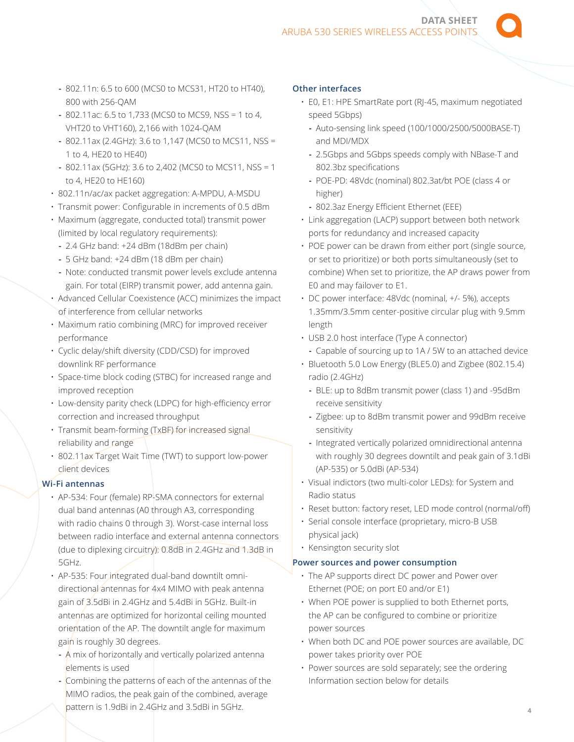- 802.11n: 6.5 to 600 (MCS0 to MCS31, HT20 to HT40), 800 with 256-QAM
- 802.11ac: 6.5 to 1,733 (MCS0 to MCS9, NSS = 1 to 4, VHT20 to VHT160), 2,166 with 1024-QAM
- 802.11ax (2.4GHz): 3.6 to 1,147 (MCS0 to MCS11, NSS = 1 to 4, HE20 to HE40)
- 802.11ax (5GHz): 3.6 to 2,402 (MCS0 to MCS11, NSS = 1 to 4, HE20 to HE160)

- 802.11n/ac/ax packet aggregation: A-MPDU, A-MSDU
- Transmit power: Configurable in increments of 0.5 dBm
- Maximum (aggregate, conducted total) transmit power (limited by local regulatory requirements):
  - 2.4 GHz band: +24 dBm (18dBm per chain)
  - 5 GHz band: +24 dBm (18 dBm per chain)
  - Note: conducted transmit power levels exclude antenna gain. For total (EIRP) transmit power, add antenna gain.
- Advanced Cellular Coexistence (ACC) minimizes the impact of interference from cellular networks
- Maximum ratio combining (MRC) for improved receiver performance
- Cyclic delay/shift diversity (CDD/CSD) for improved downlink RF performance
- Space-time block coding (STBC) for increased range and improved reception
- Low-density parity check (LDPC) for high-efficiency error correction and increased throughput
- Transmit beam-forming (TxBF) for increased signal reliability and range
- 802.11ax Target Wait Time (TWT) to support low-power client devices

### Wi-Fi antennas

- AP-534: Four (female) RP-SMA connectors for external dual band antennas (A0 through A3, corresponding with radio chains 0 through 3). Worst-case internal loss between radio interface and external antenna connectors (due to diplexing circuitry): 0.8dB in 2.4GHz and 1.3dB in 5GHz.
- AP-535: Four integrated dual-band downtilt omni-directional antennas for 4x4 MIMO with peak antenna gain of 3.5dBi in 2.4GHz and 5.4dBi in 5GHz. Built-in antennas are optimized for horizontal ceiling mounted orientation of the AP. The downtilt angle for maximum gain is roughly 30 degrees.
  - A mix of horizontally and vertically polarized antenna elements is used
  - Combining the patterns of each of the antennas of the MIMO radios, the peak gain of the combined, average pattern is 1.9dBi in 2.4GHz and 3.5dBi in 5GHz.

### Other interfaces

- E0, E1: HPE SmartRate port (RJ-45, maximum negotiated speed 5Gbps)
  - Auto-sensing link speed (100/1000/2500/5000BASE-T) and MDI/MDX
  - 2.5Gbps and 5Gbps speeds comply with NBase-T and 802.3bz specifications
  - POE-PD: 48Vdc (nominal) 802.3at/bt POE (class 4 or higher)
  - 802.3az Energy Efficient Ethernet (EEE)
- Link aggregation (LACP) support between both network ports for redundancy and increased capacity
- POE power can be drawn from either port (single source, or set to prioritize) or both ports simultaneously (set to combine) When set to prioritize, the AP draws power from E0 and may failover to E1.
- DC power interface: 48Vdc (nominal, +/- 5%), accepts 1.35mm/3.5mm center-positive circular plug with 9.5mm length
- USB 2.0 host interface (Type A connector)
  - Capable of sourcing up to 1A / 5W to an attached device
- Bluetooth 5.0 Low Energy (BLE5.0) and Zigbee (802.15.4) radio (2.4GHz)
  - BLE: up to 8dBm transmit power (class 1) and -95dBm receive sensitivity
  - Zigbee: up to 8dBm transmit power and 99dBm receive sensitivity
  - Integrated vertically polarized omnidirectional antenna with roughly 30 degrees downtilt and peak gain of 3.1dBi (AP-535) or 5.0dBi (AP-534)
- Visual indictors (two multi-color LEDs): for System and Radio status
- Reset button: factory reset, LED mode control (normal/off)
- Serial console interface (proprietary, micro-B USB physical jack)
- Kensington security slot

### Power sources and power consumption

- The AP supports direct DC power and Power over Ethernet (POE; on port E0 and/or E1)
- When POE power is supplied to both Ethernet ports, the AP can be configured to combine or prioritize power sources
- When both DC and POE power sources are available, DC power takes priority over POE
- Power sources are sold separately; see the ordering Information section below for details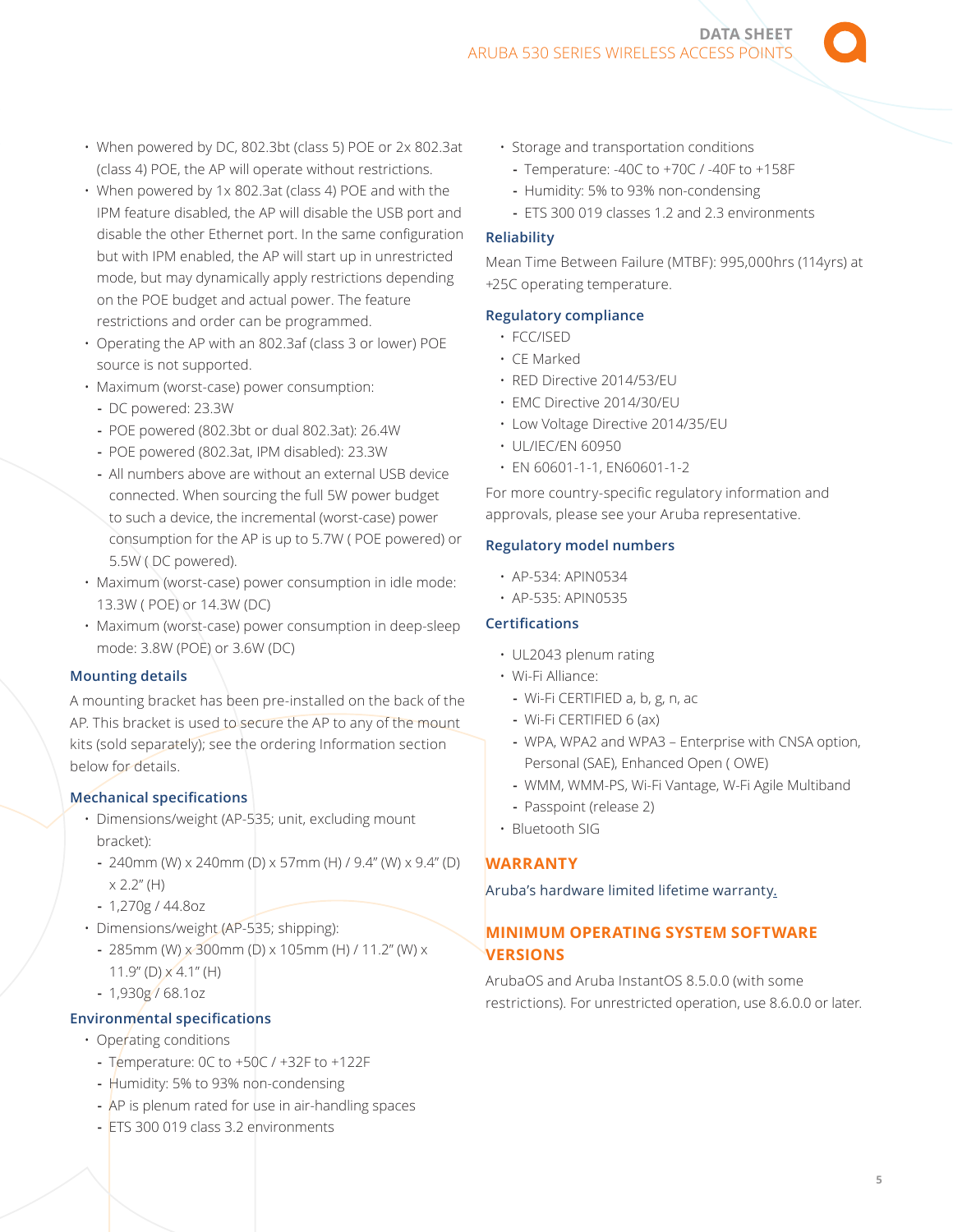- When powered by DC, 802.3bt (class 5) POE or 2x 802.3at (class 4) POE, the AP will operate without restrictions.
- When powered by 1x 802.3at (class 4) POE and with the IPM feature disabled, the AP will disable the USB port and disable the other Ethernet port. In the same configuration but with IPM enabled, the AP will start up in unrestricted mode, but may dynamically apply restrictions depending on the POE budget and actual power. The feature restrictions and order can be programmed.
- Operating the AP with an 802.3af (class 3 or lower) POE source is not supported.
- Maximum (worst-case) power consumption:
  - DC powered: 23.3W
  - POE powered (802.3bt or dual 802.3at): 26.4W
  - POE powered (802.3at, IPM disabled): 23.3W
  - All numbers above are without an external USB device connected. When sourcing the full 5W power budget to such a device, the incremental (worst-case) power consumption for the AP is up to 5.7W ( POE powered) or 5.5W ( DC powered).
- Maximum (worst-case) power consumption in idle mode: 13.3W ( POE) or 14.3W (DC)
- Maximum (worst-case) power consumption in deep-sleep mode: 3.8W (POE) or 3.6W (DC)

### Mounting details

A mounting bracket has been pre-installed on the back of the AP. This bracket is used to secure the AP to any of the mount kits (sold separately); see the ordering Information section below for details.

### Mechanical specifications

- Dimensions/weight (AP-535; unit, excluding mount bracket):
  - 240mm (W) x 240mm (D) x 57mm (H) / 9.4" (W) x 9.4" (D) x 2.2" (H)
  - 1,270g / 44.8oz
- Dimensions/weight (AP-535; shipping):
  - 285mm (W) x 300mm (D) x 105mm (H) / 11.2" (W) x 11.9" (D) x 4.1" (H)
  - 1,930g / 68.1oz

### Environmental specifications

- Operating conditions
  - Temperature: 0C to +50C / +32F to +122F
  - Humidity: 5% to 93% non-condensing
  - AP is plenum rated for use in air-handling spaces
  - ETS 300 019 class 3.2 environments
- Storage and transportation conditions
  - Temperature: -40C to +70C / -40F to +158F
  - Humidity: 5% to 93% non-condensing
  - ETS 300 019 classes 1.2 and 2.3 environments

### Reliability

Mean Time Between Failure (MTBF): 995,000hrs (114yrs) at +25C operating temperature.

### Regulatory compliance

- FCC/ISED
- CE Marked
- RED Directive 2014/53/EU
- EMC Directive 2014/30/EU
- Low Voltage Directive 2014/35/EU
- UL/IEC/EN 60950
- EN 60601-1-1, EN60601-1-2

For more country-specific regulatory information and approvals, please see your Aruba representative.

### Regulatory model numbers

- AP-534: APIN0534
- AP-535: APIN0535

### Certifications

- UL2043 plenum rating
- Wi-Fi Alliance:
  - Wi-Fi CERTIFIED a, b, g, n, ac
  - Wi-Fi CERTIFIED 6 (ax)
  - WPA, WPA2 and WPA3 – Enterprise with CNSA option, Personal (SAE), Enhanced Open ( OWE)
  - WMM, WMM-PS, Wi-Fi Vantage, W-Fi Agile Multiband
  - Passpoint (release 2)
- Bluetooth SIG

## WARRANTY

Aruba's hardware limited lifetime warranty.

## MINIMUM OPERATING SYSTEM SOFTWARE VERSIONS

ArubaOS and Aruba InstantOS 8.5.0.0 (with some restrictions). For unrestricted operation, use 8.6.0.0 or later.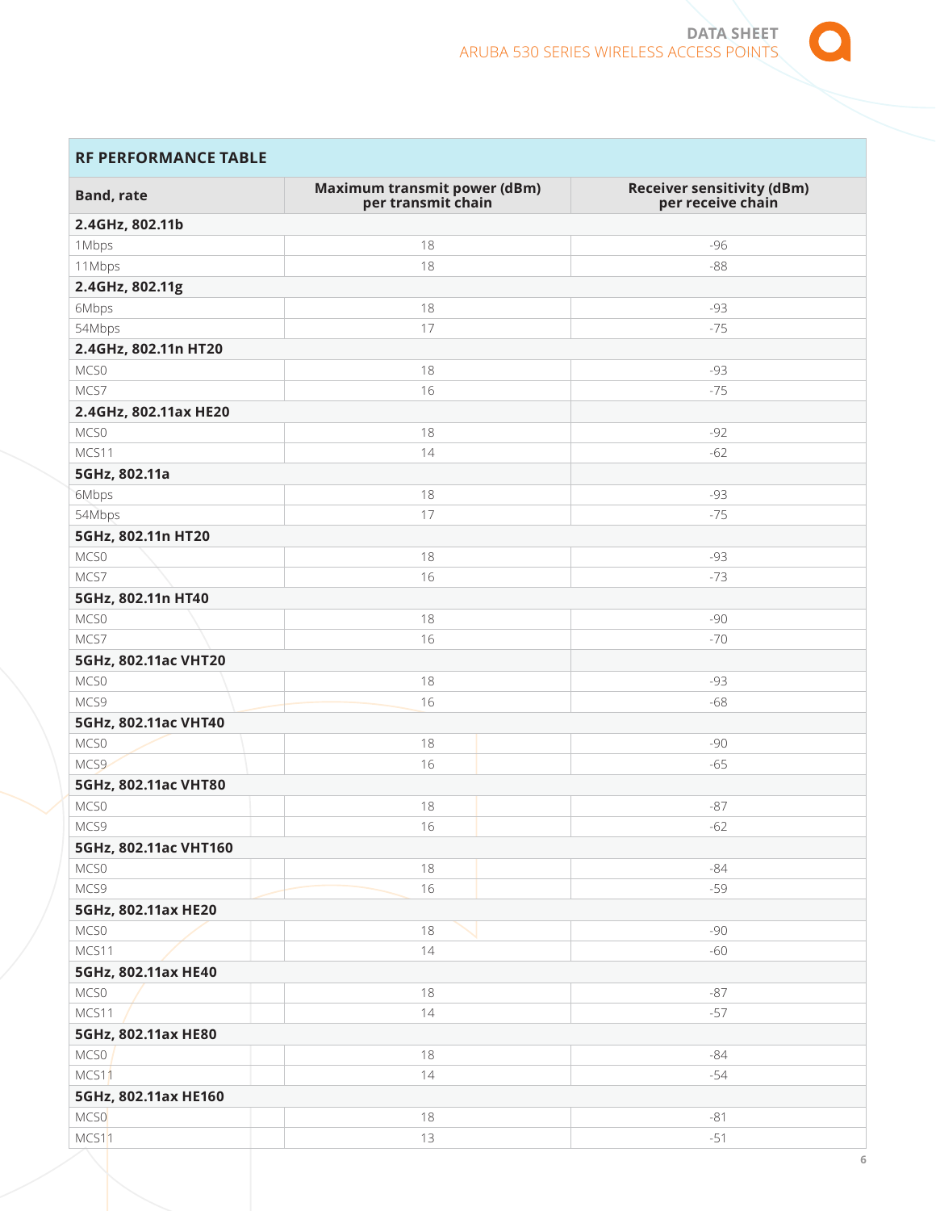| RF PERFORMANCE TABLE | | |
|---|---|---|
| **Band, rate** | **Maximum transmit power (dBm) per transmit chain** | **Receiver sensitivity (dBm) per receive chain** |
| **2.4GHz, 802.11b** | | |
| 1Mbps | 18 | -96 |
| 11Mbps | 18 | -88 |
| **2.4GHz, 802.11g** | | |
| 6Mbps | 18 | -93 |
| 54Mbps | 17 | -75 |
| **2.4GHz, 802.11n HT20** | | |
| MCS0 | 18 | -93 |
| MCS7 | 16 | -75 |
| **2.4GHz, 802.11ax HE20** | | |
| MCS0 | 18 | -92 |
| MCS11 | 14 | -62 |
| **5GHz, 802.11a** | | |
| 6Mbps | 18 | -93 |
| 54Mbps | 17 | -75 |
| **5GHz, 802.11n HT20** | | |
| MCS0 | 18 | -93 |
| MCS7 | 16 | -73 |
| **5GHz, 802.11n HT40** | | |
| MCS0 | 18 | -90 |
| MCS7 | 16 | -70 |
| **5GHz, 802.11ac VHT20** | | |
| MCS0 | 18 | -93 |
| MCS9 | 16 | -68 |
| **5GHz, 802.11ac VHT40** | | |
| MCS0 | 18 | -90 |
| MCS9 | 16 | -65 |
| **5GHz, 802.11ac VHT80** | | |
| MCS0 | 18 | -87 |
| MCS9 | 16 | -62 |
| **5GHz, 802.11ac VHT160** | | |
| MCS0 | 18 | -84 |
| MCS9 | 16 | -59 |
| **5GHz, 802.11ax HE20** | | |
| MCS0 | 18 | -90 |
| MCS11 | 14 | -60 |
| **5GHz, 802.11ax HE40** | | |
| MCS0 | 18 | -87 |
| MCS11 | 14 | -57 |
| **5GHz, 802.11ax HE80** | | |
| MCS0 | 18 | -84 |
| MCS11 | 14 | -54 |
| **5GHz, 802.11ax HE160** | | |
| MCS0 | 18 | -81 |
| MCS11 | 13 | -51 |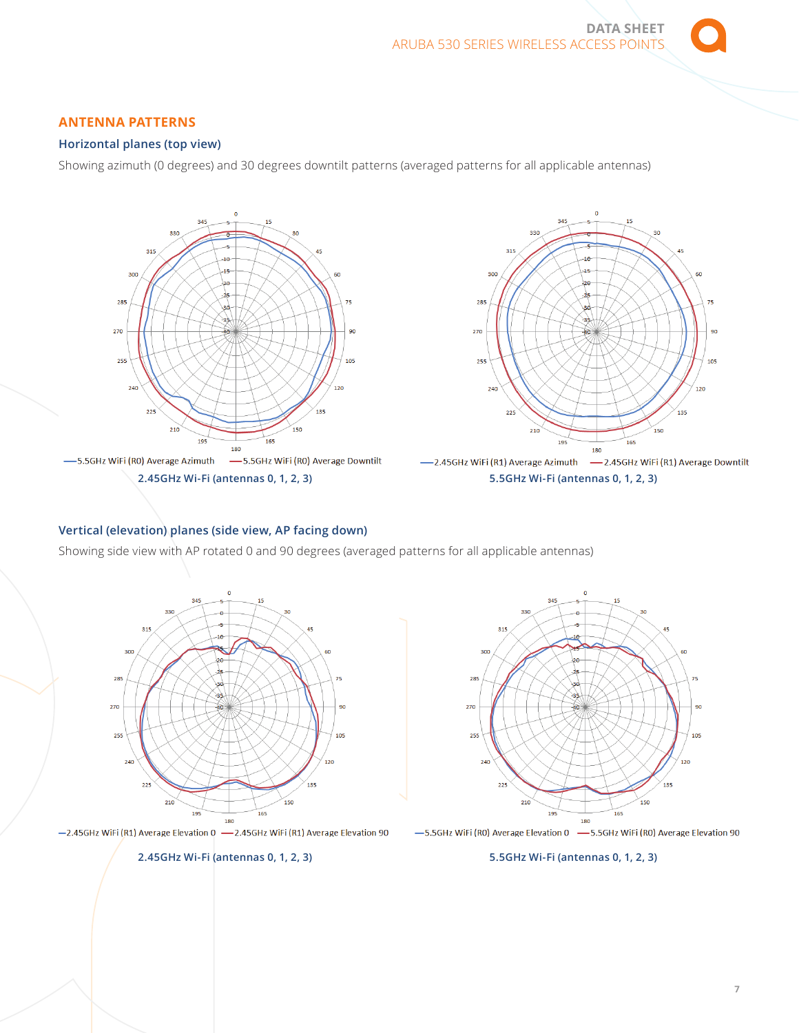## ANTENNA PATTERNS

### Horizontal planes (top view)

Showing azimuth (0 degrees) and 30 degrees downtilt patterns (averaged patterns for all applicable antennas)

—5.5GHz WiFi (R0) Average Azimuth —5.5GHz WiFi (R0) Average Downtilt

**2.45GHz Wi-Fi (antennas 0, 1, 2, 3)**

—2.45GHz WiFi (R1) Average Azimuth —2.45GHz WiFi (R1) Average Downtilt

**5.5GHz Wi-Fi (antennas 0, 1, 2, 3)**

### Vertical (elevation) planes (side view, AP facing down)

Showing side view with AP rotated 0 and 90 degrees (averaged patterns for all applicable antennas)

—2.45GHz WiFi (R1) Average Elevation 0 —2.45GHz WiFi (R1) Average Elevation 90

**2.45GHz Wi-Fi (antennas 0, 1, 2, 3)**

—5.5GHz WiFi (R0) Average Elevation 0 —5.5GHz WiFi (R0) Average Elevation 90

**5.5GHz Wi-Fi (antennas 0, 1, 2, 3)**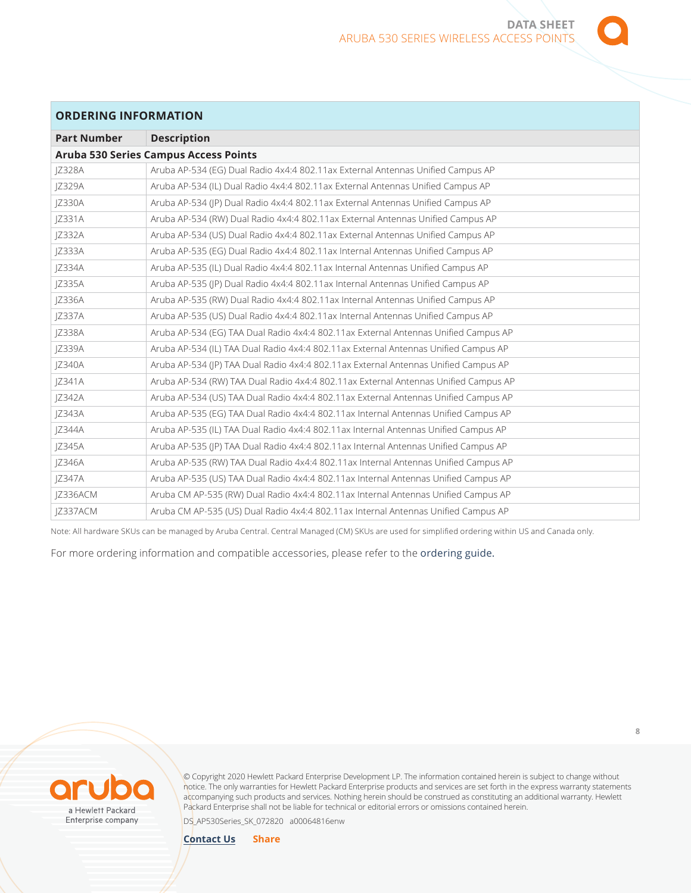| ORDERING INFORMATION | |
|---|---|
| **Part Number** | **Description** |
| **Aruba 530 Series Campus Access Points** | |
| JZ328A | Aruba AP-534 (EG) Dual Radio 4x4:4 802.11ax External Antennas Unified Campus AP |
| JZ329A | Aruba AP-534 (IL) Dual Radio 4x4:4 802.11ax External Antennas Unified Campus AP |
| JZ330A | Aruba AP-534 (JP) Dual Radio 4x4:4 802.11ax External Antennas Unified Campus AP |
| JZ331A | Aruba AP-534 (RW) Dual Radio 4x4:4 802.11ax External Antennas Unified Campus AP |
| JZ332A | Aruba AP-534 (US) Dual Radio 4x4:4 802.11ax External Antennas Unified Campus AP |
| JZ333A | Aruba AP-535 (EG) Dual Radio 4x4:4 802.11ax Internal Antennas Unified Campus AP |
| JZ334A | Aruba AP-535 (IL) Dual Radio 4x4:4 802.11ax Internal Antennas Unified Campus AP |
| JZ335A | Aruba AP-535 (JP) Dual Radio 4x4:4 802.11ax Internal Antennas Unified Campus AP |
| JZ336A | Aruba AP-535 (RW) Dual Radio 4x4:4 802.11ax Internal Antennas Unified Campus AP |
| JZ337A | Aruba AP-535 (US) Dual Radio 4x4:4 802.11ax Internal Antennas Unified Campus AP |
| JZ338A | Aruba AP-534 (EG) TAA Dual Radio 4x4:4 802.11ax External Antennas Unified Campus AP |
| JZ339A | Aruba AP-534 (IL) TAA Dual Radio 4x4:4 802.11ax External Antennas Unified Campus AP |
| JZ340A | Aruba AP-534 (JP) TAA Dual Radio 4x4:4 802.11ax External Antennas Unified Campus AP |
| JZ341A | Aruba AP-534 (RW) TAA Dual Radio 4x4:4 802.11ax External Antennas Unified Campus AP |
| JZ342A | Aruba AP-534 (US) TAA Dual Radio 4x4:4 802.11ax External Antennas Unified Campus AP |
| JZ343A | Aruba AP-535 (EG) TAA Dual Radio 4x4:4 802.11ax Internal Antennas Unified Campus AP |
| JZ344A | Aruba AP-535 (IL) TAA Dual Radio 4x4:4 802.11ax Internal Antennas Unified Campus AP |
| JZ345A | Aruba AP-535 (JP) TAA Dual Radio 4x4:4 802.11ax Internal Antennas Unified Campus AP |
| JZ346A | Aruba AP-535 (RW) TAA Dual Radio 4x4:4 802.11ax Internal Antennas Unified Campus AP |
| JZ347A | Aruba AP-535 (US) TAA Dual Radio 4x4:4 802.11ax Internal Antennas Unified Campus AP |
| JZ336ACM | Aruba CM AP-535 (RW) Dual Radio 4x4:4 802.11ax Internal Antennas Unified Campus AP |
| JZ337ACM | Aruba CM AP-535 (US) Dual Radio 4x4:4 802.11ax Internal Antennas Unified Campus AP |

Note: All hardware SKUs can be managed by Aruba Central. Central Managed (CM) SKUs are used for simplified ordering within US and Canada only.

For more ordering information and compatible accessories, please refer to the ordering guide.

aruba
a Hewlett Packard Enterprise company

© Copyright 2020 Hewlett Packard Enterprise Development LP. The information contained herein is subject to change without notice. The only warranties for Hewlett Packard Enterprise products and services are set forth in the express warranty statements accompanying such products and services. Nothing herein should be construed as constituting an additional warranty. Hewlett Packard Enterprise shall not be liable for technical or editorial errors or omissions contained herein.

DS_AP530Series_SK_072820 a00064816enw

**Contact Us** **Share**